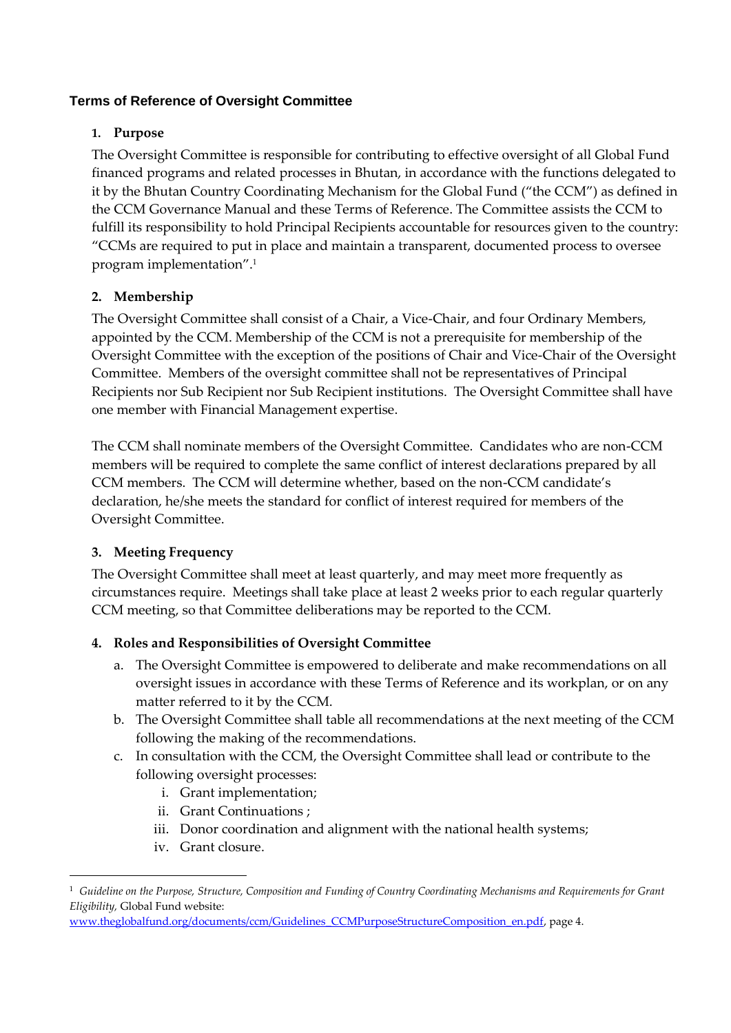## Terms of Reference of Oversight Committee

### 1. Purpose

The Oversight Committee is responsible for contributing to effective oversight of all Global Fund financed programs and related processes in Bhutan, in accordance with the functions delegated to it by the Bhutan Country Coordinating Mechanism for the Global Fund ("the CCM") as defined in the CCM Governance Manual and these Terms of Reference. The Committee assists the CCM to fulfill its responsibility to hold Principal Recipients accountable for resources given to the country: "CCMs are required to put in place and maintain a transparent, documented process to oversee program implementation".[1]

### 2. Membership

The Oversight Committee shall consist of a Chair, a Vice-Chair, and four Ordinary Members, appointed by the CCM. Membership of the CCM is not a prerequisite for membership of the Oversight Committee with the exception of the positions of Chair and Vice-Chair of the Oversight Committee. Members of the oversight committee shall not be representatives of Principal Recipients nor Sub Recipient nor Sub Recipient institutions. The Oversight Committee shall have one member with Financial Management expertise.

The CCM shall nominate members of the Oversight Committee. Candidates who are non-CCM members will be required to complete the same conflict of interest declarations prepared by all CCM members. The CCM will determine whether, based on the non-CCM candidate's declaration, he/she meets the standard for conflict of interest required for members of the Oversight Committee.

### 3. Meeting Frequency

The Oversight Committee shall meet at least quarterly, and may meet more frequently as circumstances require. Meetings shall take place at least 2 weeks prior to each regular quarterly CCM meeting, so that Committee deliberations may be reported to the CCM.

### 4. Roles and Responsibilities of Oversight Committee

a. The Oversight Committee is empowered to deliberate and make recommendations on all oversight issues in accordance with these Terms of Reference and its workplan, or on any matter referred to it by the CCM.
b. The Oversight Committee shall table all recommendations at the next meeting of the CCM following the making of the recommendations.
c. In consultation with the CCM, the Oversight Committee shall lead or contribute to the following oversight processes:
    i. Grant implementation;
    ii. Grant Continuations ;
    iii. Donor coordination and alignment with the national health systems;
    iv. Grant closure.

---

[1] *Guideline on the Purpose, Structure, Composition and Funding of Country Coordinating Mechanisms and Requirements for Grant Eligibility,* Global Fund website: www.theglobalfund.org/documents/ccm/Guidelines_CCMPurposeStructureComposition_en.pdf, page 4.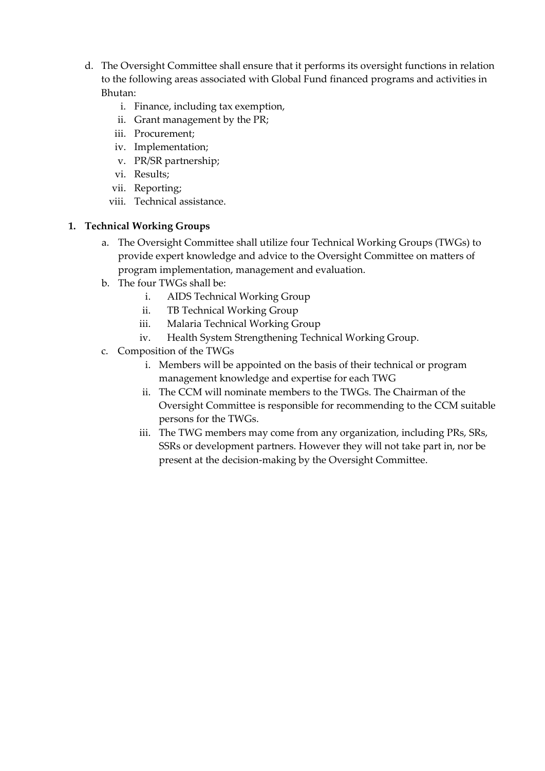d. The Oversight Committee shall ensure that it performs its oversight functions in relation to the following areas associated with Global Fund financed programs and activities in Bhutan:
   i. Finance, including tax exemption,
   ii. Grant management by the PR;
   iii. Procurement;
   iv. Implementation;
   v. PR/SR partnership;
   vi. Results;
   vii. Reporting;
   viii. Technical assistance.

**1. Technical Working Groups**

a. The Oversight Committee shall utilize four Technical Working Groups (TWGs) to provide expert knowledge and advice to the Oversight Committee on matters of program implementation, management and evaluation.

b. The four TWGs shall be:
   i. AIDS Technical Working Group
   ii. TB Technical Working Group
   iii. Malaria Technical Working Group
   iv. Health System Strengthening Technical Working Group.

c. Composition of the TWGs
   i. Members will be appointed on the basis of their technical or program management knowledge and expertise for each TWG
   ii. The CCM will nominate members to the TWGs. The Chairman of the Oversight Committee is responsible for recommending to the CCM suitable persons for the TWGs.
   iii. The TWG members may come from any organization, including PRs, SRs, SSRs or development partners. However they will not take part in, nor be present at the decision-making by the Oversight Committee.